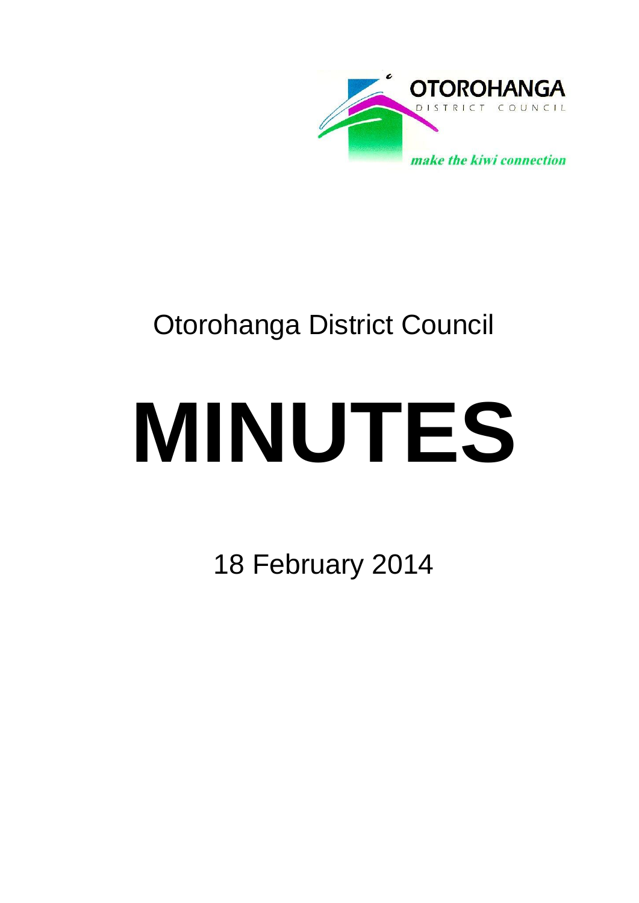OTOROHANGA
DISTRICT COUNCIL
*make the kiwi connection*

Otorohanga District Council

# MINUTES

18 February 2014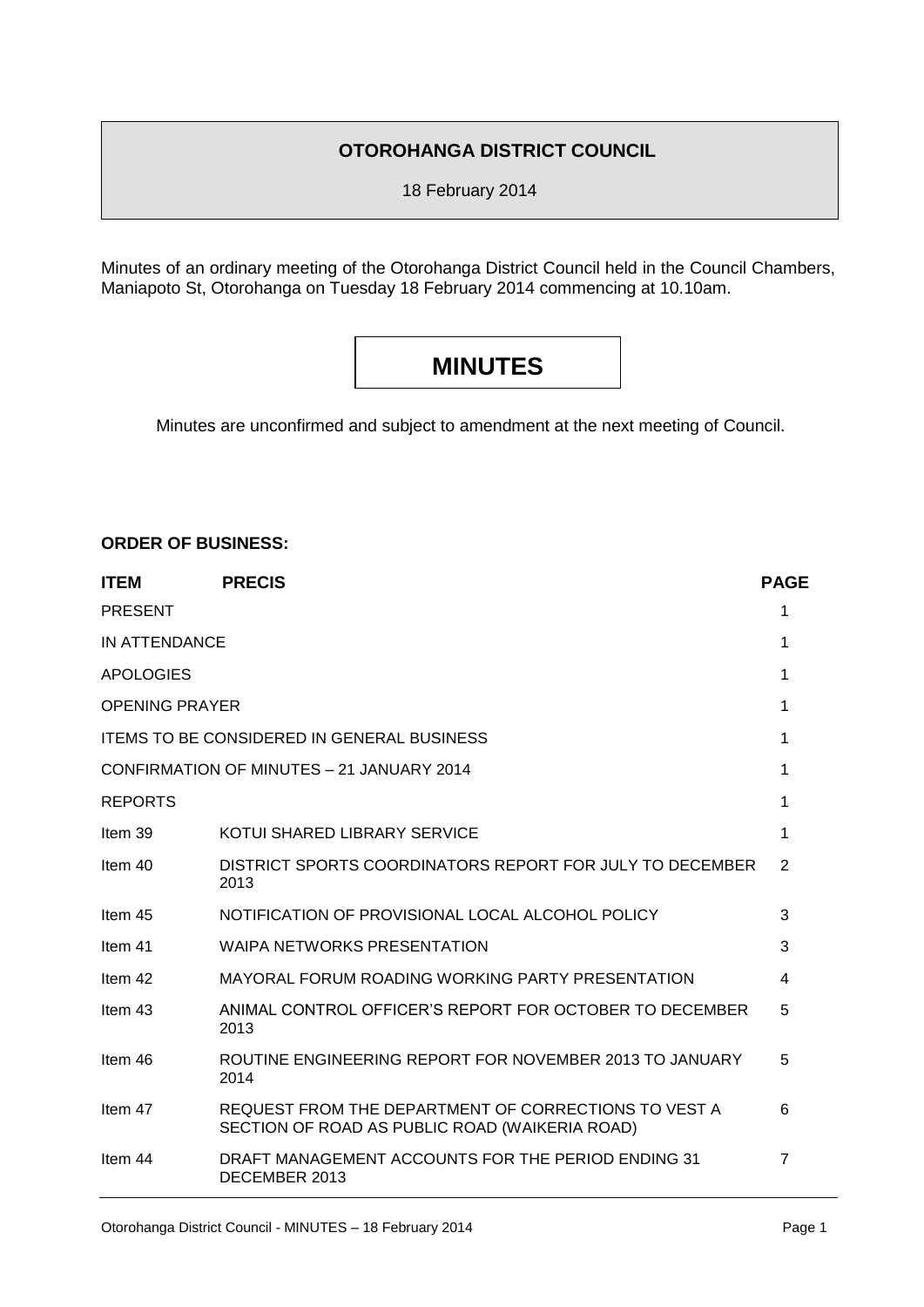**OTOROHANGA DISTRICT COUNCIL**

18 February 2014

Minutes of an ordinary meeting of the Otorohanga District Council held in the Council Chambers, Maniapoto St, Otorohanga on Tuesday 18 February 2014 commencing at 10.10am.

# MINUTES

Minutes are unconfirmed and subject to amendment at the next meeting of Council.

**ORDER OF BUSINESS:**

| ITEM | PRECIS | PAGE |
|---|---|---|
| PRESENT | | 1 |
| IN ATTENDANCE | | 1 |
| APOLOGIES | | 1 |
| OPENING PRAYER | | 1 |
| ITEMS TO BE CONSIDERED IN GENERAL BUSINESS | | 1 |
| CONFIRMATION OF MINUTES – 21 JANUARY 2014 | | 1 |
| REPORTS | | 1 |
| Item 39 | KOTUI SHARED LIBRARY SERVICE | 1 |
| Item 40 | DISTRICT SPORTS COORDINATORS REPORT FOR JULY TO DECEMBER 2013 | 2 |
| Item 45 | NOTIFICATION OF PROVISIONAL LOCAL ALCOHOL POLICY | 3 |
| Item 41 | WAIPA NETWORKS PRESENTATION | 3 |
| Item 42 | MAYORAL FORUM ROADING WORKING PARTY PRESENTATION | 4 |
| Item 43 | ANIMAL CONTROL OFFICER'S REPORT FOR OCTOBER TO DECEMBER 2013 | 5 |
| Item 46 | ROUTINE ENGINEERING REPORT FOR NOVEMBER 2013 TO JANUARY 2014 | 5 |
| Item 47 | REQUEST FROM THE DEPARTMENT OF CORRECTIONS TO VEST A SECTION OF ROAD AS PUBLIC ROAD (WAIKERIA ROAD) | 6 |
| Item 44 | DRAFT MANAGEMENT ACCOUNTS FOR THE PERIOD ENDING 31 DECEMBER 2013 | 7 |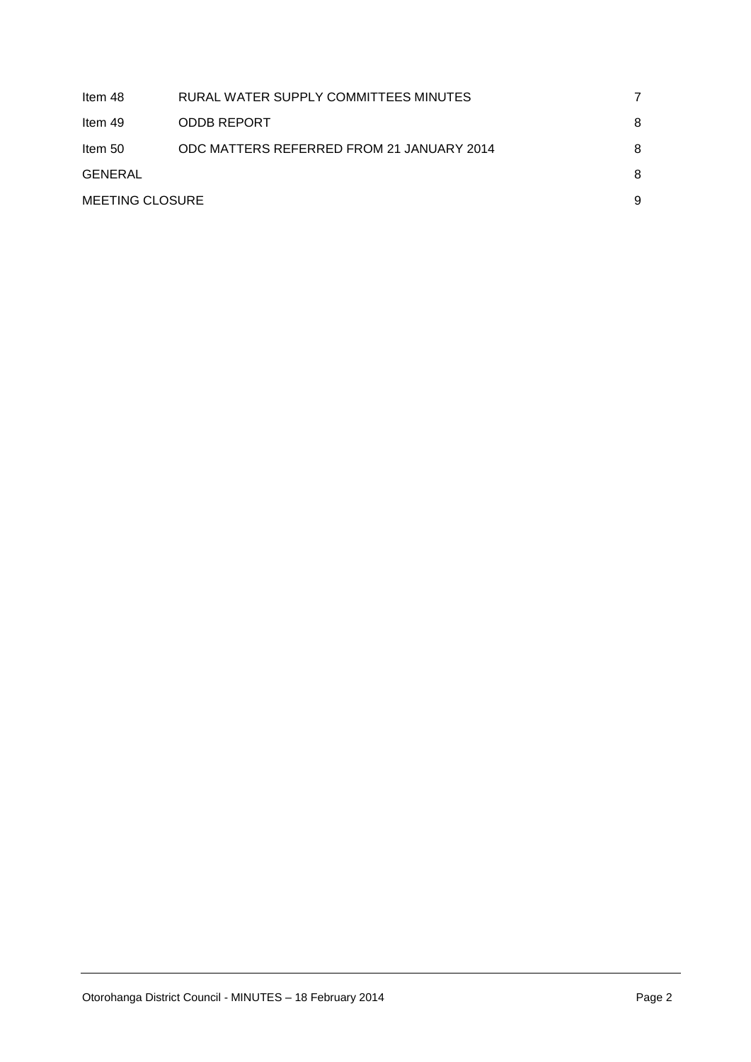| | | |
|---|---|---|
| Item 48 | RURAL WATER SUPPLY COMMITTEES MINUTES | 7 |
| Item 49 | ODDB REPORT | 8 |
| Item 50 | ODC MATTERS REFERRED FROM 21 JANUARY 2014 | 8 |
| GENERAL | | 8 |
| MEETING CLOSURE | | 9 |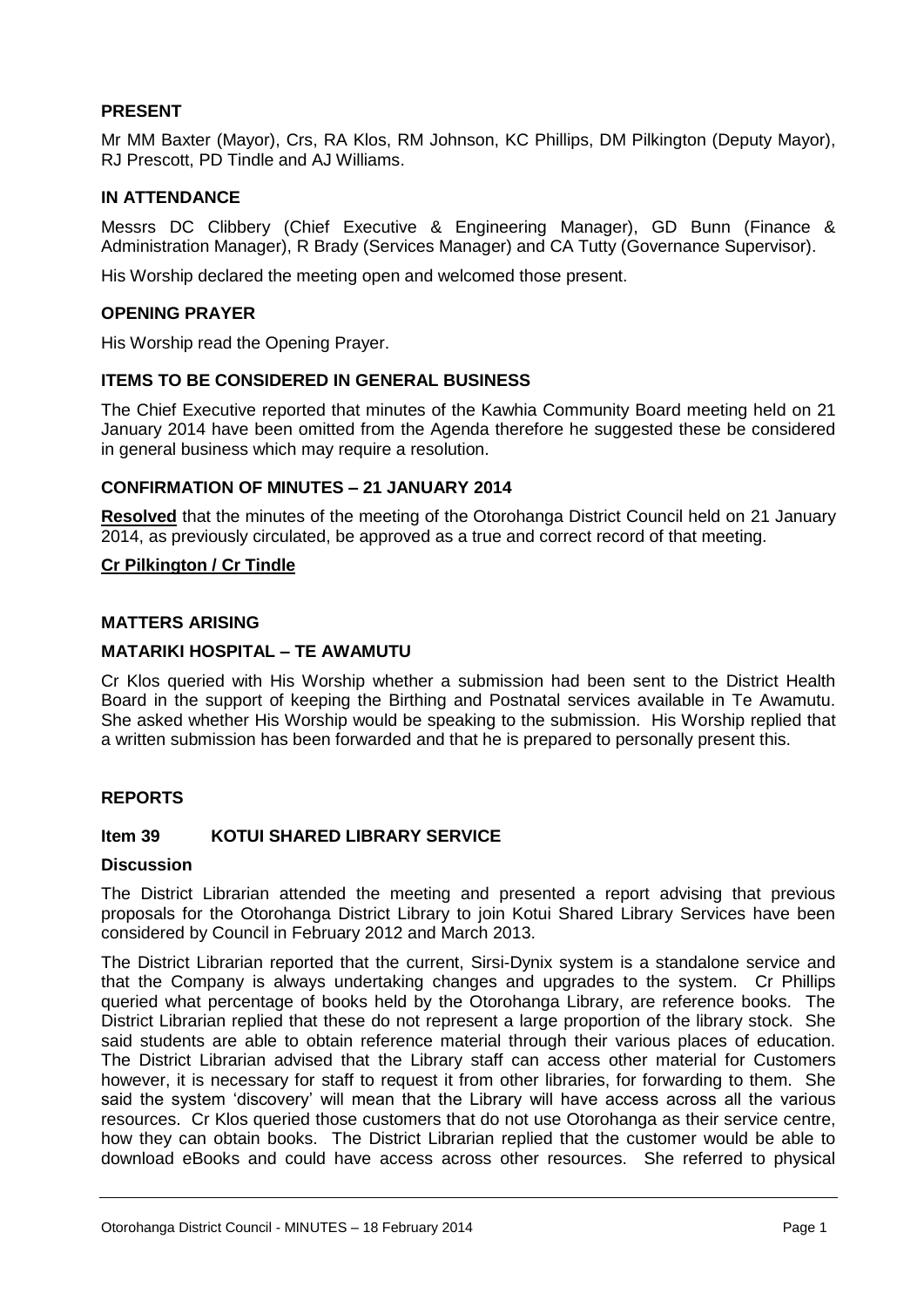## PRESENT

Mr MM Baxter (Mayor), Crs, RA Klos, RM Johnson, KC Phillips, DM Pilkington (Deputy Mayor), RJ Prescott, PD Tindle and AJ Williams.

## IN ATTENDANCE

Messrs DC Clibbery (Chief Executive & Engineering Manager), GD Bunn (Finance & Administration Manager), R Brady (Services Manager) and CA Tutty (Governance Supervisor).

His Worship declared the meeting open and welcomed those present.

## OPENING PRAYER

His Worship read the Opening Prayer.

## ITEMS TO BE CONSIDERED IN GENERAL BUSINESS

The Chief Executive reported that minutes of the Kawhia Community Board meeting held on 21 January 2014 have been omitted from the Agenda therefore he suggested these be considered in general business which may require a resolution.

## CONFIRMATION OF MINUTES – 21 JANUARY 2014

**Resolved** that the minutes of the meeting of the Otorohanga District Council held on 21 January 2014, as previously circulated, be approved as a true and correct record of that meeting.

**Cr Pilkington / Cr Tindle**

## MATTERS ARISING

## MATARIKI HOSPITAL – TE AWAMUTU

Cr Klos queried with His Worship whether a submission had been sent to the District Health Board in the support of keeping the Birthing and Postnatal services available in Te Awamutu. She asked whether His Worship would be speaking to the submission. His Worship replied that a written submission has been forwarded and that he is prepared to personally present this.

## REPORTS

## Item 39 KOTUI SHARED LIBRARY SERVICE

### Discussion

The District Librarian attended the meeting and presented a report advising that previous proposals for the Otorohanga District Library to join Kotui Shared Library Services have been considered by Council in February 2012 and March 2013.

The District Librarian reported that the current, Sirsi-Dynix system is a standalone service and that the Company is always undertaking changes and upgrades to the system. Cr Phillips queried what percentage of books held by the Otorohanga Library, are reference books. The District Librarian replied that these do not represent a large proportion of the library stock. She said students are able to obtain reference material through their various places of education. The District Librarian advised that the Library staff can access other material for Customers however, it is necessary for staff to request it from other libraries, for forwarding to them. She said the system 'discovery' will mean that the Library will have access across all the various resources. Cr Klos queried those customers that do not use Otorohanga as their service centre, how they can obtain books. The District Librarian replied that the customer would be able to download eBooks and could have access across other resources. She referred to physical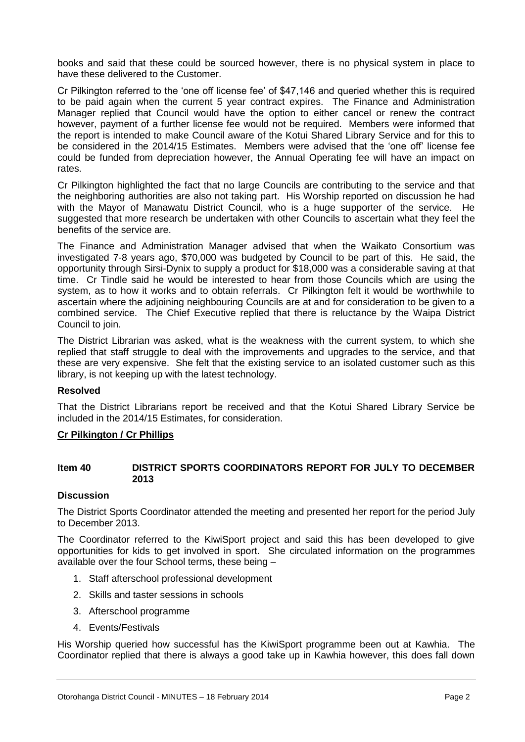books and said that these could be sourced however, there is no physical system in place to have these delivered to the Customer.

Cr Pilkington referred to the 'one off license fee' of $47,146 and queried whether this is required to be paid again when the current 5 year contract expires. The Finance and Administration Manager replied that Council would have the option to either cancel or renew the contract however, payment of a further license fee would not be required. Members were informed that the report is intended to make Council aware of the Kotui Shared Library Service and for this to be considered in the 2014/15 Estimates. Members were advised that the 'one off' license fee could be funded from depreciation however, the Annual Operating fee will have an impact on rates.

Cr Pilkington highlighted the fact that no large Councils are contributing to the service and that the neighboring authorities are also not taking part. His Worship reported on discussion he had with the Mayor of Manawatu District Council, who is a huge supporter of the service. He suggested that more research be undertaken with other Councils to ascertain what they feel the benefits of the service are.

The Finance and Administration Manager advised that when the Waikato Consortium was investigated 7-8 years ago, $70,000 was budgeted by Council to be part of this. He said, the opportunity through Sirsi-Dynix to supply a product for $18,000 was a considerable saving at that time. Cr Tindle said he would be interested to hear from those Councils which are using the system, as to how it works and to obtain referrals. Cr Pilkington felt it would be worthwhile to ascertain where the adjoining neighbouring Councils are at and for consideration to be given to a combined service. The Chief Executive replied that there is reluctance by the Waipa District Council to join.

The District Librarian was asked, what is the weakness with the current system, to which she replied that staff struggle to deal with the improvements and upgrades to the service, and that these are very expensive. She felt that the existing service to an isolated customer such as this library, is not keeping up with the latest technology.

**Resolved**

That the District Librarians report be received and that the Kotui Shared Library Service be included in the 2014/15 Estimates, for consideration.

**Cr Pilkington / Cr Phillips**

## Item 40 DISTRICT SPORTS COORDINATORS REPORT FOR JULY TO DECEMBER 2013

**Discussion**

The District Sports Coordinator attended the meeting and presented her report for the period July to December 2013.

The Coordinator referred to the KiwiSport project and said this has been developed to give opportunities for kids to get involved in sport. She circulated information on the programmes available over the four School terms, these being –

1. Staff afterschool professional development
2. Skills and taster sessions in schools
3. Afterschool programme
4. Events/Festivals

His Worship queried how successful has the KiwiSport programme been out at Kawhia. The Coordinator replied that there is always a good take up in Kawhia however, this does fall down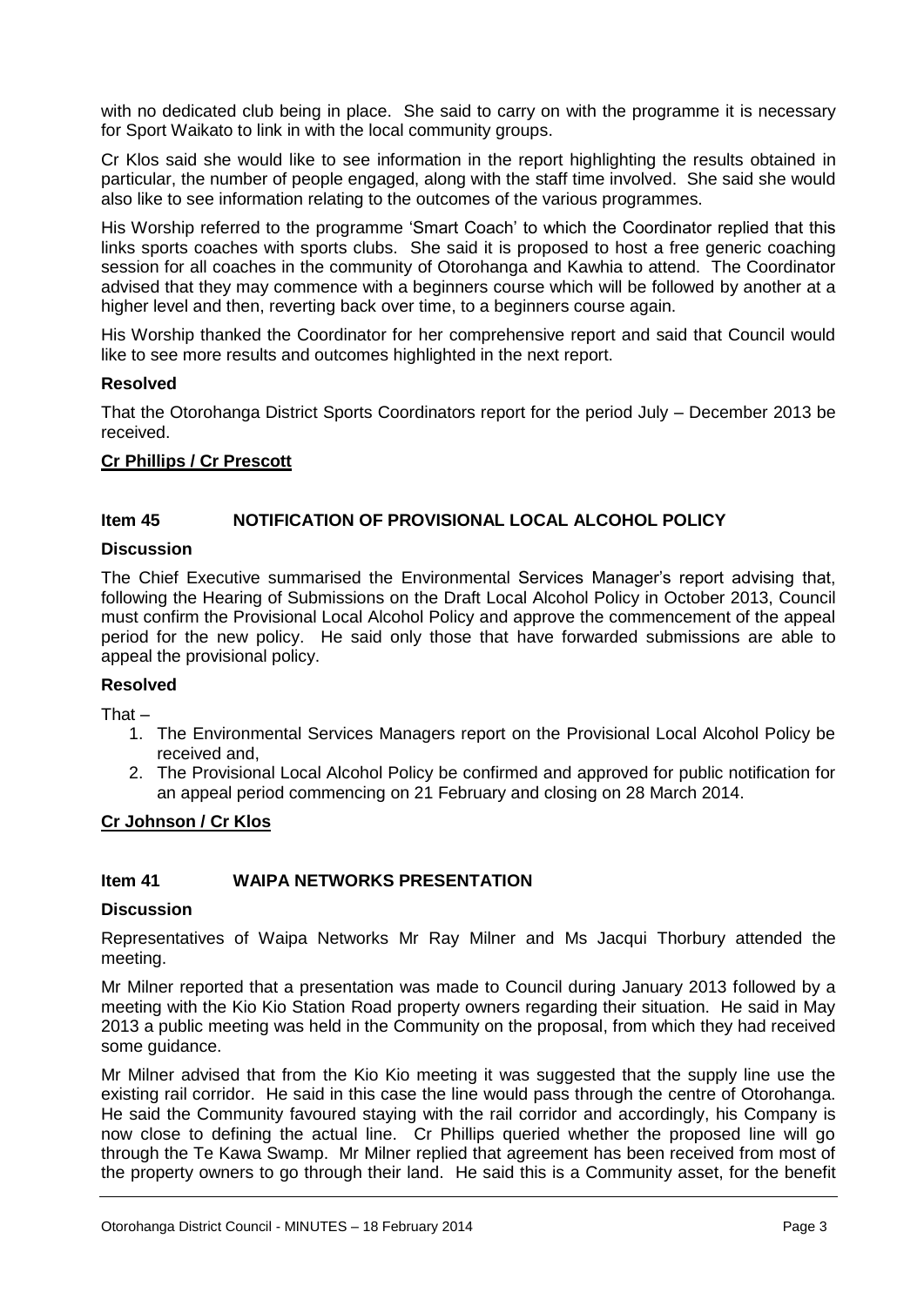with no dedicated club being in place. She said to carry on with the programme it is necessary for Sport Waikato to link in with the local community groups.

Cr Klos said she would like to see information in the report highlighting the results obtained in particular, the number of people engaged, along with the staff time involved. She said she would also like to see information relating to the outcomes of the various programmes.

His Worship referred to the programme 'Smart Coach' to which the Coordinator replied that this links sports coaches with sports clubs. She said it is proposed to host a free generic coaching session for all coaches in the community of Otorohanga and Kawhia to attend. The Coordinator advised that they may commence with a beginners course which will be followed by another at a higher level and then, reverting back over time, to a beginners course again.

His Worship thanked the Coordinator for her comprehensive report and said that Council would like to see more results and outcomes highlighted in the next report.

**Resolved**

That the Otorohanga District Sports Coordinators report for the period July – December 2013 be received.

**Cr Phillips / Cr Prescott**

## Item 45 NOTIFICATION OF PROVISIONAL LOCAL ALCOHOL POLICY

**Discussion**

The Chief Executive summarised the Environmental Services Manager's report advising that, following the Hearing of Submissions on the Draft Local Alcohol Policy in October 2013, Council must confirm the Provisional Local Alcohol Policy and approve the commencement of the appeal period for the new policy. He said only those that have forwarded submissions are able to appeal the provisional policy.

**Resolved**

That –

1. The Environmental Services Managers report on the Provisional Local Alcohol Policy be received and,
2. The Provisional Local Alcohol Policy be confirmed and approved for public notification for an appeal period commencing on 21 February and closing on 28 March 2014.

**Cr Johnson / Cr Klos**

## Item 41 WAIPA NETWORKS PRESENTATION

**Discussion**

Representatives of Waipa Networks Mr Ray Milner and Ms Jacqui Thorbury attended the meeting.

Mr Milner reported that a presentation was made to Council during January 2013 followed by a meeting with the Kio Kio Station Road property owners regarding their situation. He said in May 2013 a public meeting was held in the Community on the proposal, from which they had received some guidance.

Mr Milner advised that from the Kio Kio meeting it was suggested that the supply line use the existing rail corridor. He said in this case the line would pass through the centre of Otorohanga. He said the Community favoured staying with the rail corridor and accordingly, his Company is now close to defining the actual line. Cr Phillips queried whether the proposed line will go through the Te Kawa Swamp. Mr Milner replied that agreement has been received from most of the property owners to go through their land. He said this is a Community asset, for the benefit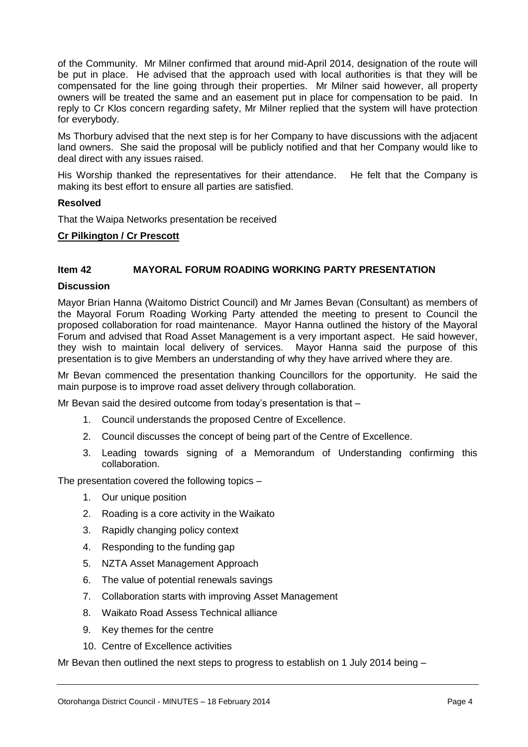of the Community. Mr Milner confirmed that around mid-April 2014, designation of the route will be put in place. He advised that the approach used with local authorities is that they will be compensated for the line going through their properties. Mr Milner said however, all property owners will be treated the same and an easement put in place for compensation to be paid. In reply to Cr Klos concern regarding safety, Mr Milner replied that the system will have protection for everybody.

Ms Thorbury advised that the next step is for her Company to have discussions with the adjacent land owners. She said the proposal will be publicly notified and that her Company would like to deal direct with any issues raised.

His Worship thanked the representatives for their attendance. He felt that the Company is making its best effort to ensure all parties are satisfied.

**Resolved**

That the Waipa Networks presentation be received

**Cr Pilkington / Cr Prescott**

### Item 42 MAYORAL FORUM ROADING WORKING PARTY PRESENTATION

**Discussion**

Mayor Brian Hanna (Waitomo District Council) and Mr James Bevan (Consultant) as members of the Mayoral Forum Roading Working Party attended the meeting to present to Council the proposed collaboration for road maintenance. Mayor Hanna outlined the history of the Mayoral Forum and advised that Road Asset Management is a very important aspect. He said however, they wish to maintain local delivery of services. Mayor Hanna said the purpose of this presentation is to give Members an understanding of why they have arrived where they are.

Mr Bevan commenced the presentation thanking Councillors for the opportunity. He said the main purpose is to improve road asset delivery through collaboration.

Mr Bevan said the desired outcome from today's presentation is that –

1. Council understands the proposed Centre of Excellence.
2. Council discusses the concept of being part of the Centre of Excellence.
3. Leading towards signing of a Memorandum of Understanding confirming this collaboration.

The presentation covered the following topics –

1. Our unique position
2. Roading is a core activity in the Waikato
3. Rapidly changing policy context
4. Responding to the funding gap
5. NZTA Asset Management Approach
6. The value of potential renewals savings
7. Collaboration starts with improving Asset Management
8. Waikato Road Assess Technical alliance
9. Key themes for the centre
10. Centre of Excellence activities

Mr Bevan then outlined the next steps to progress to establish on 1 July 2014 being –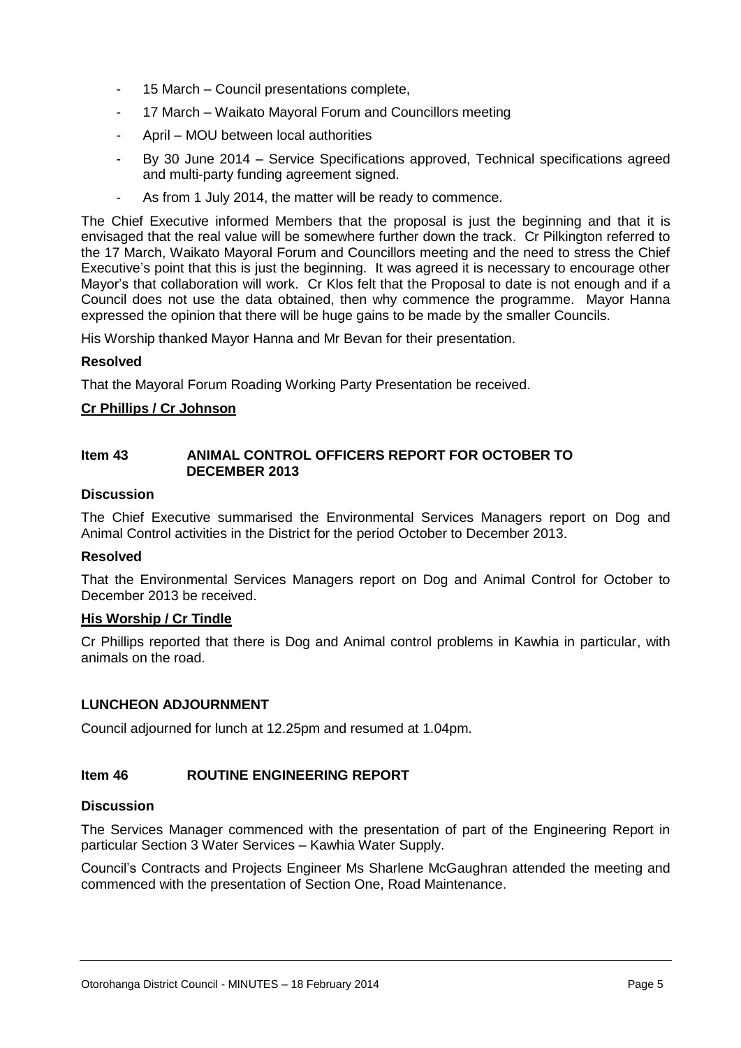- 15 March – Council presentations complete,
- 17 March – Waikato Mayoral Forum and Councillors meeting
- April – MOU between local authorities
- By 30 June 2014 – Service Specifications approved, Technical specifications agreed and multi-party funding agreement signed.
- As from 1 July 2014, the matter will be ready to commence.

The Chief Executive informed Members that the proposal is just the beginning and that it is envisaged that the real value will be somewhere further down the track. Cr Pilkington referred to the 17 March, Waikato Mayoral Forum and Councillors meeting and the need to stress the Chief Executive's point that this is just the beginning. It was agreed it is necessary to encourage other Mayor's that collaboration will work. Cr Klos felt that the Proposal to date is not enough and if a Council does not use the data obtained, then why commence the programme. Mayor Hanna expressed the opinion that there will be huge gains to be made by the smaller Councils.

His Worship thanked Mayor Hanna and Mr Bevan for their presentation.

**Resolved**

That the Mayoral Forum Roading Working Party Presentation be received.

**Cr Phillips / Cr Johnson**

### Item 43 ANIMAL CONTROL OFFICERS REPORT FOR OCTOBER TO DECEMBER 2013

**Discussion**

The Chief Executive summarised the Environmental Services Managers report on Dog and Animal Control activities in the District for the period October to December 2013.

**Resolved**

That the Environmental Services Managers report on Dog and Animal Control for October to December 2013 be received.

**His Worship / Cr Tindle**

Cr Phillips reported that there is Dog and Animal control problems in Kawhia in particular, with animals on the road.

**LUNCHEON ADJOURNMENT**

Council adjourned for lunch at 12.25pm and resumed at 1.04pm.

### Item 46 ROUTINE ENGINEERING REPORT

**Discussion**

The Services Manager commenced with the presentation of part of the Engineering Report in particular Section 3 Water Services – Kawhia Water Supply.

Council's Contracts and Projects Engineer Ms Sharlene McGaughran attended the meeting and commenced with the presentation of Section One, Road Maintenance.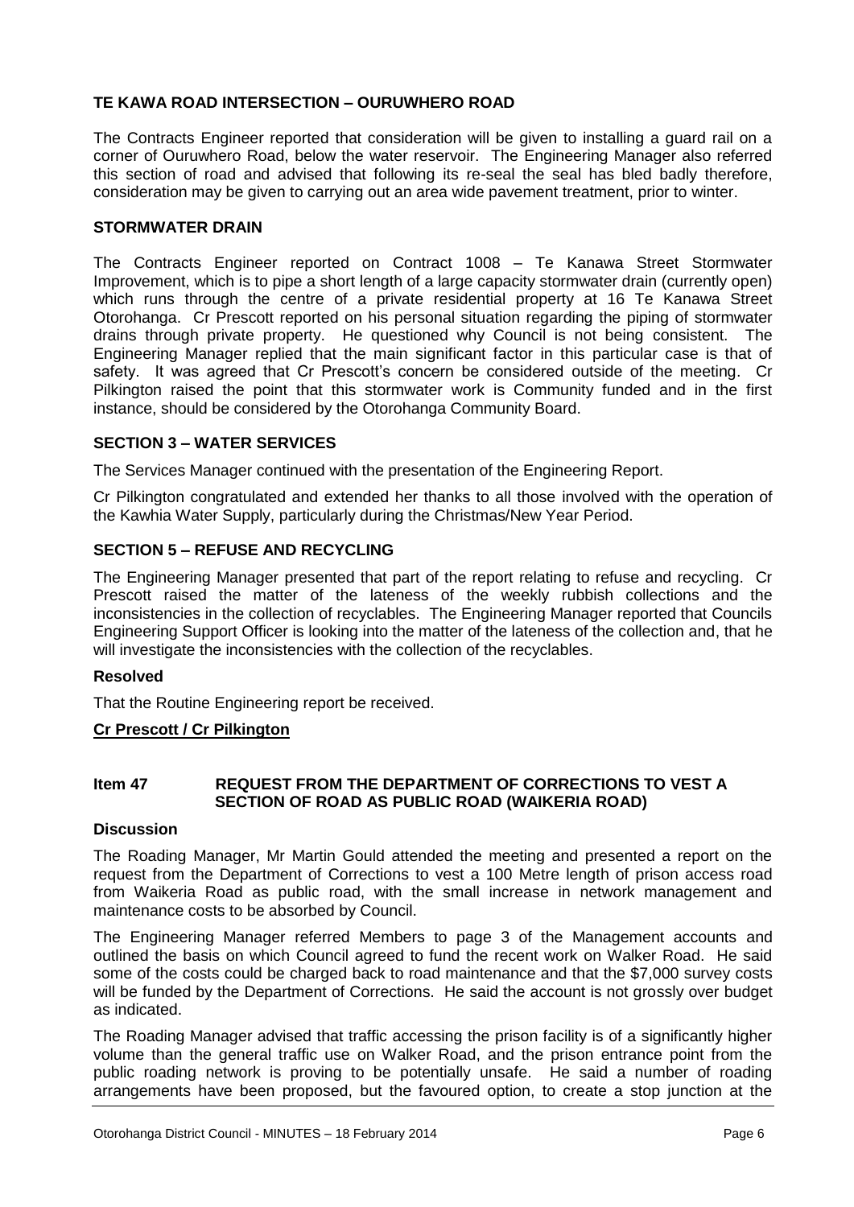## TE KAWA ROAD INTERSECTION – OURUWHERO ROAD

The Contracts Engineer reported that consideration will be given to installing a guard rail on a corner of Ouruwhero Road, below the water reservoir. The Engineering Manager also referred this section of road and advised that following its re-seal the seal has bled badly therefore, consideration may be given to carrying out an area wide pavement treatment, prior to winter.

## STORMWATER DRAIN

The Contracts Engineer reported on Contract 1008 – Te Kanawa Street Stormwater Improvement, which is to pipe a short length of a large capacity stormwater drain (currently open) which runs through the centre of a private residential property at 16 Te Kanawa Street Otorohanga. Cr Prescott reported on his personal situation regarding the piping of stormwater drains through private property. He questioned why Council is not being consistent. The Engineering Manager replied that the main significant factor in this particular case is that of safety. It was agreed that Cr Prescott's concern be considered outside of the meeting. Cr Pilkington raised the point that this stormwater work is Community funded and in the first instance, should be considered by the Otorohanga Community Board.

## SECTION 3 – WATER SERVICES

The Services Manager continued with the presentation of the Engineering Report.

Cr Pilkington congratulated and extended her thanks to all those involved with the operation of the Kawhia Water Supply, particularly during the Christmas/New Year Period.

## SECTION 5 – REFUSE AND RECYCLING

The Engineering Manager presented that part of the report relating to refuse and recycling. Cr Prescott raised the matter of the lateness of the weekly rubbish collections and the inconsistencies in the collection of recyclables. The Engineering Manager reported that Councils Engineering Support Officer is looking into the matter of the lateness of the collection and, that he will investigate the inconsistencies with the collection of the recyclables.

**Resolved**

That the Routine Engineering report be received.

**Cr Prescott / Cr Pilkington**

## Item 47 REQUEST FROM THE DEPARTMENT OF CORRECTIONS TO VEST A SECTION OF ROAD AS PUBLIC ROAD (WAIKERIA ROAD)

**Discussion**

The Roading Manager, Mr Martin Gould attended the meeting and presented a report on the request from the Department of Corrections to vest a 100 Metre length of prison access road from Waikeria Road as public road, with the small increase in network management and maintenance costs to be absorbed by Council.

The Engineering Manager referred Members to page 3 of the Management accounts and outlined the basis on which Council agreed to fund the recent work on Walker Road. He said some of the costs could be charged back to road maintenance and that the $7,000 survey costs will be funded by the Department of Corrections. He said the account is not grossly over budget as indicated.

The Roading Manager advised that traffic accessing the prison facility is of a significantly higher volume than the general traffic use on Walker Road, and the prison entrance point from the public roading network is proving to be potentially unsafe. He said a number of roading arrangements have been proposed, but the favoured option, to create a stop junction at the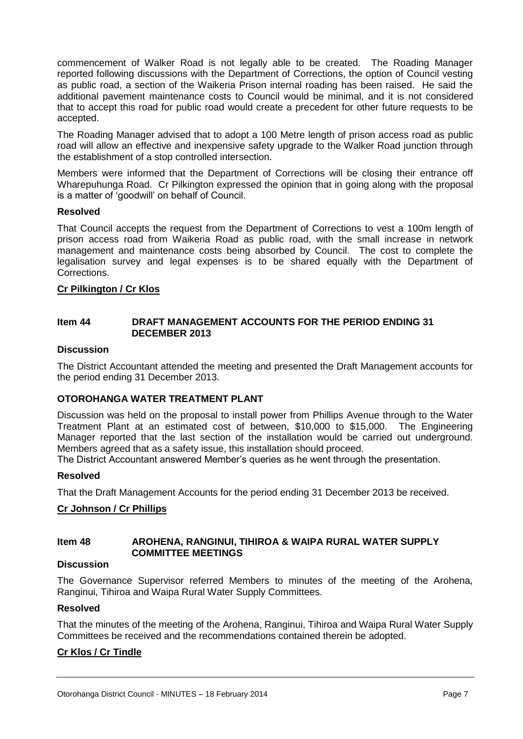commencement of Walker Road is not legally able to be created. The Roading Manager reported following discussions with the Department of Corrections, the option of Council vesting as public road, a section of the Waikeria Prison internal roading has been raised. He said the additional pavement maintenance costs to Council would be minimal, and it is not considered that to accept this road for public road would create a precedent for other future requests to be accepted.

The Roading Manager advised that to adopt a 100 Metre length of prison access road as public road will allow an effective and inexpensive safety upgrade to the Walker Road junction through the establishment of a stop controlled intersection.

Members were informed that the Department of Corrections will be closing their entrance off Wharepuhunga Road. Cr Pilkington expressed the opinion that in going along with the proposal is a matter of 'goodwill' on behalf of Council.

**Resolved**

That Council accepts the request from the Department of Corrections to vest a 100m length of prison access road from Waikeria Road as public road, with the small increase in network management and maintenance costs being absorbed by Council. The cost to complete the legalisation survey and legal expenses is to be shared equally with the Department of Corrections.

**Cr Pilkington / Cr Klos**

### Item 44 DRAFT MANAGEMENT ACCOUNTS FOR THE PERIOD ENDING 31 DECEMBER 2013

**Discussion**

The District Accountant attended the meeting and presented the Draft Management accounts for the period ending 31 December 2013.

**OTOROHANGA WATER TREATMENT PLANT**

Discussion was held on the proposal to install power from Phillips Avenue through to the Water Treatment Plant at an estimated cost of between, $10,000 to $15,000. The Engineering Manager reported that the last section of the installation would be carried out underground. Members agreed that as a safety issue, this installation should proceed.

The District Accountant answered Member's queries as he went through the presentation.

**Resolved**

That the Draft Management Accounts for the period ending 31 December 2013 be received.

**Cr Johnson / Cr Phillips**

### Item 48 AROHENA, RANGINUI, TIHIROA & WAIPA RURAL WATER SUPPLY COMMITTEE MEETINGS

**Discussion**

The Governance Supervisor referred Members to minutes of the meeting of the Arohena, Ranginui, Tihiroa and Waipa Rural Water Supply Committees.

**Resolved**

That the minutes of the meeting of the Arohena, Ranginui, Tihiroa and Waipa Rural Water Supply Committees be received and the recommendations contained therein be adopted.

**Cr Klos / Cr Tindle**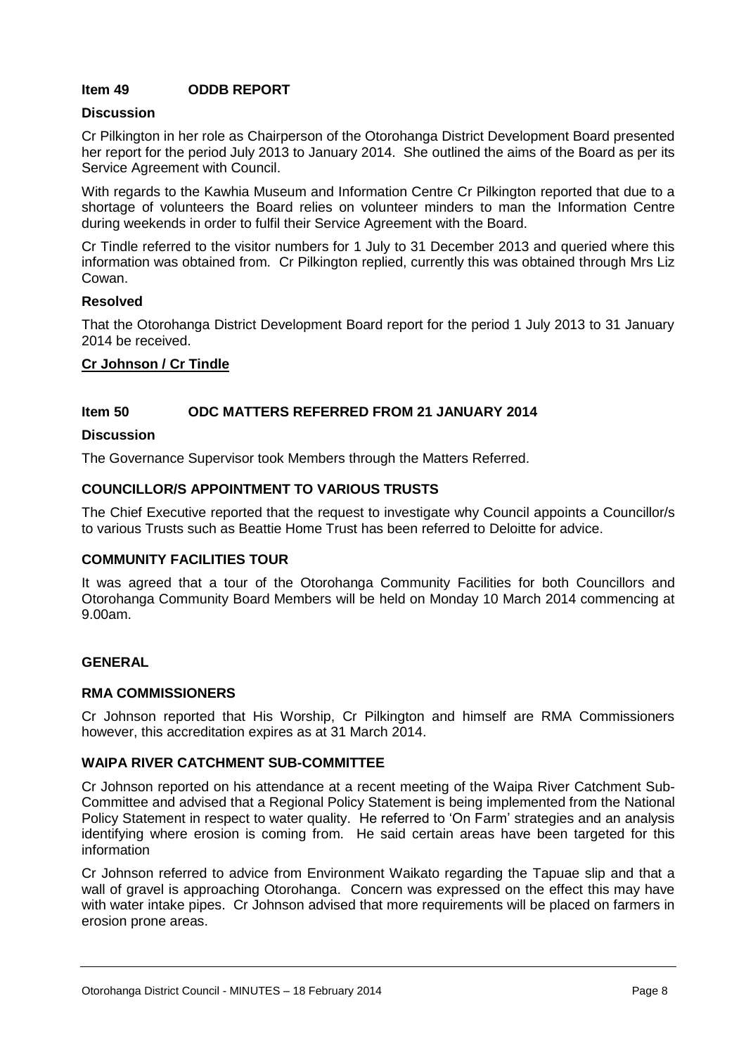## Item 49 ODDB REPORT

### Discussion

Cr Pilkington in her role as Chairperson of the Otorohanga District Development Board presented her report for the period July 2013 to January 2014. She outlined the aims of the Board as per its Service Agreement with Council.

With regards to the Kawhia Museum and Information Centre Cr Pilkington reported that due to a shortage of volunteers the Board relies on volunteer minders to man the Information Centre during weekends in order to fulfil their Service Agreement with the Board.

Cr Tindle referred to the visitor numbers for 1 July to 31 December 2013 and queried where this information was obtained from. Cr Pilkington replied, currently this was obtained through Mrs Liz Cowan.

### Resolved

That the Otorohanga District Development Board report for the period 1 July 2013 to 31 January 2014 be received.

**Cr Johnson / Cr Tindle**

## Item 50 ODC MATTERS REFERRED FROM 21 JANUARY 2014

### Discussion

The Governance Supervisor took Members through the Matters Referred.

### COUNCILLOR/S APPOINTMENT TO VARIOUS TRUSTS

The Chief Executive reported that the request to investigate why Council appoints a Councillor/s to various Trusts such as Beattie Home Trust has been referred to Deloitte for advice.

### COMMUNITY FACILITIES TOUR

It was agreed that a tour of the Otorohanga Community Facilities for both Councillors and Otorohanga Community Board Members will be held on Monday 10 March 2014 commencing at 9.00am.

## GENERAL

### RMA COMMISSIONERS

Cr Johnson reported that His Worship, Cr Pilkington and himself are RMA Commissioners however, this accreditation expires as at 31 March 2014.

### WAIPA RIVER CATCHMENT SUB-COMMITTEE

Cr Johnson reported on his attendance at a recent meeting of the Waipa River Catchment Sub-Committee and advised that a Regional Policy Statement is being implemented from the National Policy Statement in respect to water quality. He referred to 'On Farm' strategies and an analysis identifying where erosion is coming from. He said certain areas have been targeted for this information

Cr Johnson referred to advice from Environment Waikato regarding the Tapuae slip and that a wall of gravel is approaching Otorohanga. Concern was expressed on the effect this may have with water intake pipes. Cr Johnson advised that more requirements will be placed on farmers in erosion prone areas.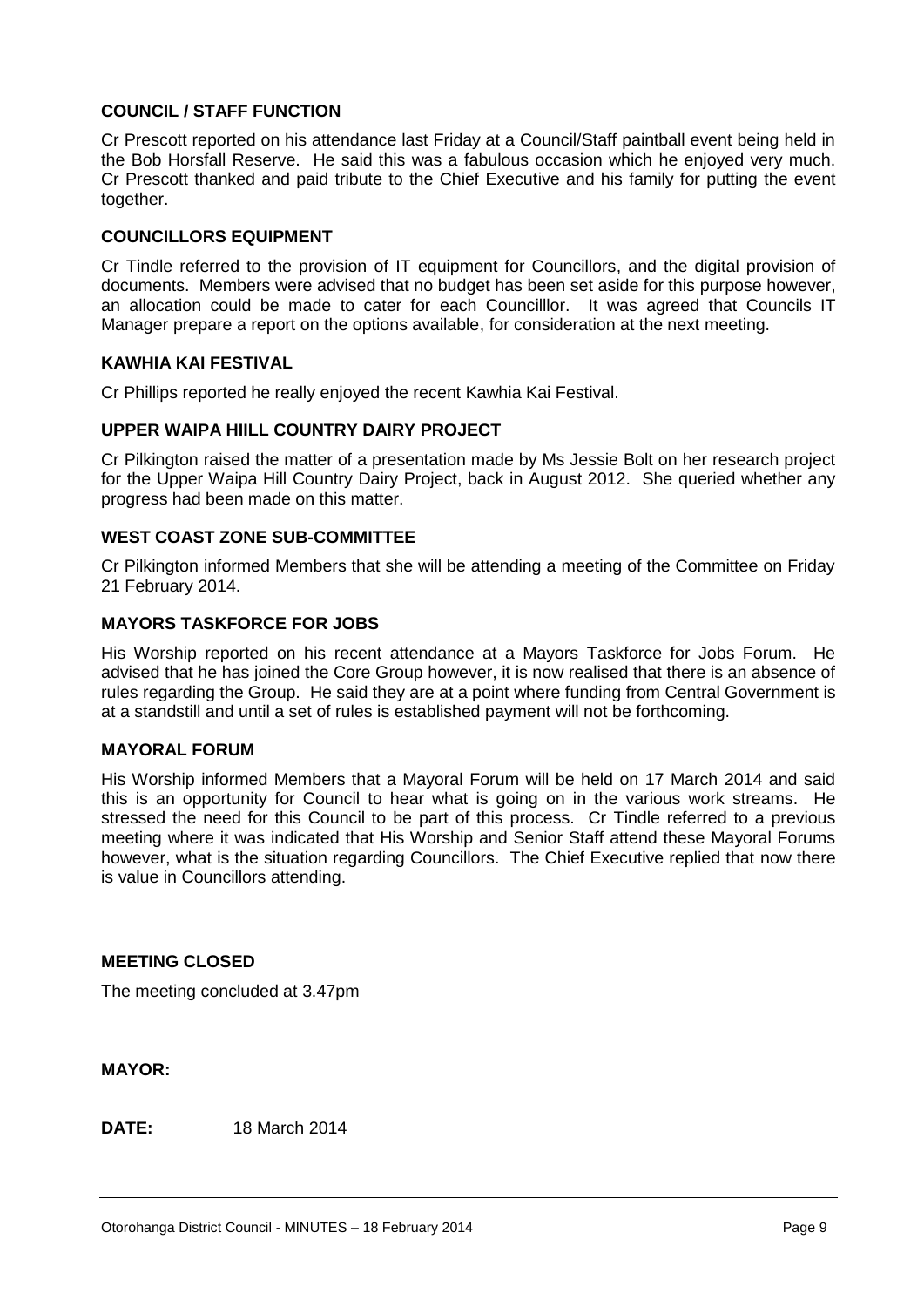**COUNCIL / STAFF FUNCTION**

Cr Prescott reported on his attendance last Friday at a Council/Staff paintball event being held in the Bob Horsfall Reserve. He said this was a fabulous occasion which he enjoyed very much. Cr Prescott thanked and paid tribute to the Chief Executive and his family for putting the event together.

**COUNCILLORS EQUIPMENT**

Cr Tindle referred to the provision of IT equipment for Councillors, and the digital provision of documents. Members were advised that no budget has been set aside for this purpose however, an allocation could be made to cater for each Councilllor. It was agreed that Councils IT Manager prepare a report on the options available, for consideration at the next meeting.

**KAWHIA KAI FESTIVAL**

Cr Phillips reported he really enjoyed the recent Kawhia Kai Festival.

**UPPER WAIPA HIILL COUNTRY DAIRY PROJECT**

Cr Pilkington raised the matter of a presentation made by Ms Jessie Bolt on her research project for the Upper Waipa Hill Country Dairy Project, back in August 2012. She queried whether any progress had been made on this matter.

**WEST COAST ZONE SUB-COMMITTEE**

Cr Pilkington informed Members that she will be attending a meeting of the Committee on Friday 21 February 2014.

**MAYORS TASKFORCE FOR JOBS**

His Worship reported on his recent attendance at a Mayors Taskforce for Jobs Forum. He advised that he has joined the Core Group however, it is now realised that there is an absence of rules regarding the Group. He said they are at a point where funding from Central Government is at a standstill and until a set of rules is established payment will not be forthcoming.

**MAYORAL FORUM**

His Worship informed Members that a Mayoral Forum will be held on 17 March 2014 and said this is an opportunity for Council to hear what is going on in the various work streams. He stressed the need for this Council to be part of this process. Cr Tindle referred to a previous meeting where it was indicated that His Worship and Senior Staff attend these Mayoral Forums however, what is the situation regarding Councillors. The Chief Executive replied that now there is value in Councillors attending.

**MEETING CLOSED**

The meeting concluded at 3.47pm

**MAYOR:**

**DATE:** 18 March 2014